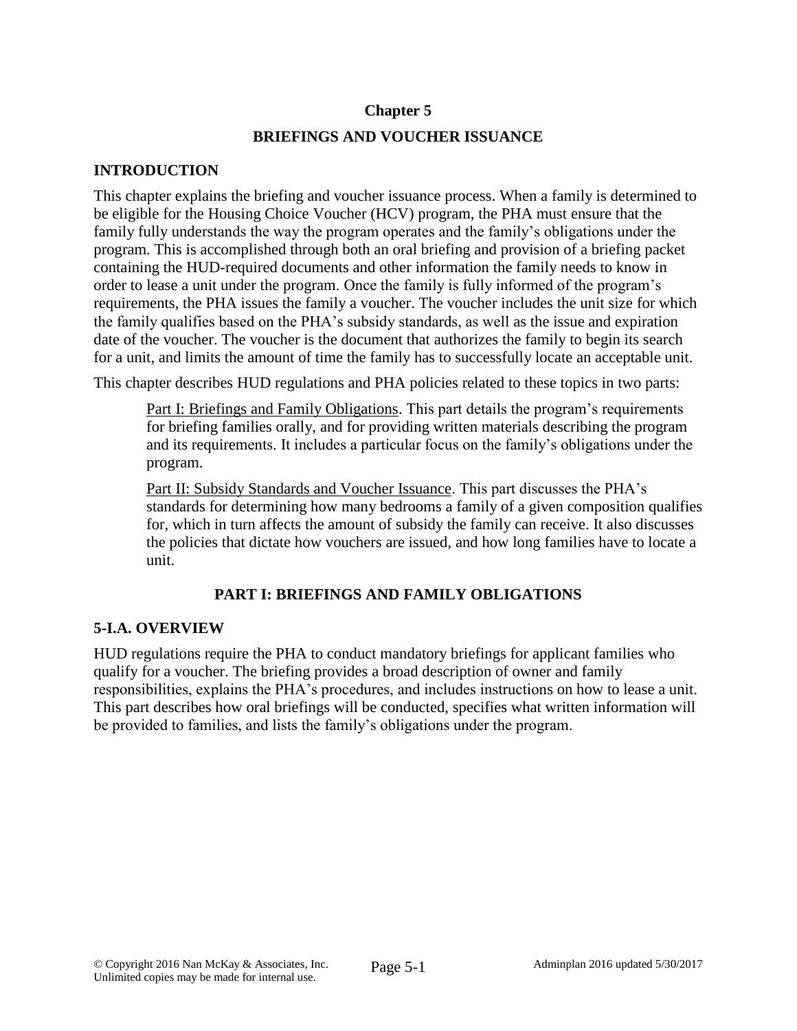# Chapter 5

## BRIEFINGS AND VOUCHER ISSUANCE

### INTRODUCTION

This chapter explains the briefing and voucher issuance process. When a family is determined to be eligible for the Housing Choice Voucher (HCV) program, the PHA must ensure that the family fully understands the way the program operates and the family's obligations under the program. This is accomplished through both an oral briefing and provision of a briefing packet containing the HUD-required documents and other information the family needs to know in order to lease a unit under the program. Once the family is fully informed of the program's requirements, the PHA issues the family a voucher. The voucher includes the unit size for which the family qualifies based on the PHA's subsidy standards, as well as the issue and expiration date of the voucher. The voucher is the document that authorizes the family to begin its search for a unit, and limits the amount of time the family has to successfully locate an acceptable unit.

This chapter describes HUD regulations and PHA policies related to these topics in two parts:

> Part I: Briefings and Family Obligations. This part details the program's requirements for briefing families orally, and for providing written materials describing the program and its requirements. It includes a particular focus on the family's obligations under the program.
>
> Part II: Subsidy Standards and Voucher Issuance. This part discusses the PHA's standards for determining how many bedrooms a family of a given composition qualifies for, which in turn affects the amount of subsidy the family can receive. It also discusses the policies that dictate how vouchers are issued, and how long families have to locate a unit.

## PART I: BRIEFINGS AND FAMILY OBLIGATIONS

### 5-I.A. OVERVIEW

HUD regulations require the PHA to conduct mandatory briefings for applicant families who qualify for a voucher. The briefing provides a broad description of owner and family responsibilities, explains the PHA's procedures, and includes instructions on how to lease a unit. This part describes how oral briefings will be conducted, specifies what written information will be provided to families, and lists the family's obligations under the program.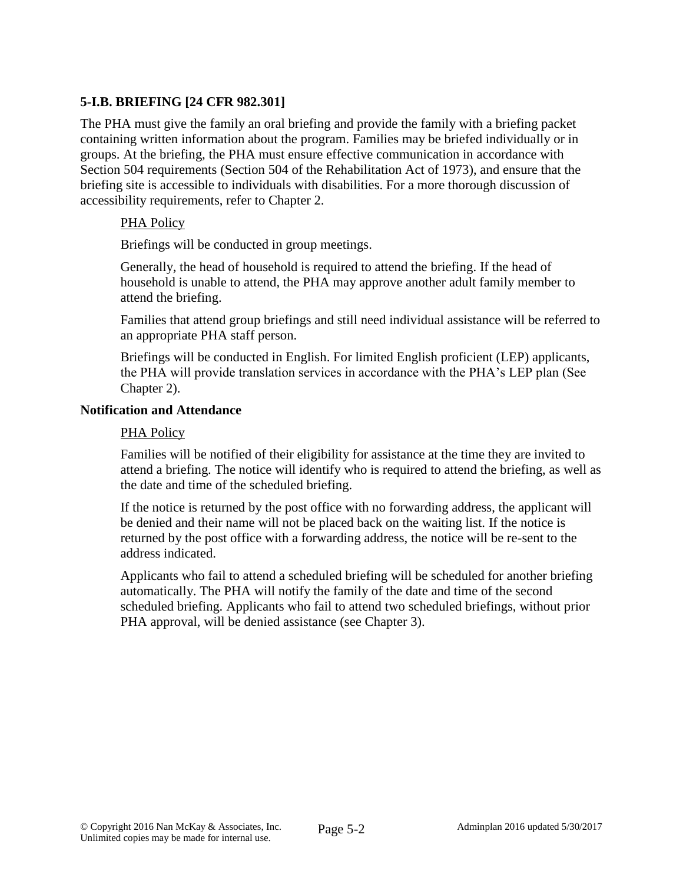### 5-I.B. BRIEFING [24 CFR 982.301]

The PHA must give the family an oral briefing and provide the family with a briefing packet containing written information about the program. Families may be briefed individually or in groups. At the briefing, the PHA must ensure effective communication in accordance with Section 504 requirements (Section 504 of the Rehabilitation Act of 1973), and ensure that the briefing site is accessible to individuals with disabilities. For a more thorough discussion of accessibility requirements, refer to Chapter 2.

> PHA Policy
>
> Briefings will be conducted in group meetings.
>
> Generally, the head of household is required to attend the briefing. If the head of household is unable to attend, the PHA may approve another adult family member to attend the briefing.
>
> Families that attend group briefings and still need individual assistance will be referred to an appropriate PHA staff person.
>
> Briefings will be conducted in English. For limited English proficient (LEP) applicants, the PHA will provide translation services in accordance with the PHA's LEP plan (See Chapter 2).

**Notification and Attendance**

> PHA Policy
>
> Families will be notified of their eligibility for assistance at the time they are invited to attend a briefing. The notice will identify who is required to attend the briefing, as well as the date and time of the scheduled briefing.
>
> If the notice is returned by the post office with no forwarding address, the applicant will be denied and their name will not be placed back on the waiting list. If the notice is returned by the post office with a forwarding address, the notice will be re-sent to the address indicated.
>
> Applicants who fail to attend a scheduled briefing will be scheduled for another briefing automatically. The PHA will notify the family of the date and time of the second scheduled briefing. Applicants who fail to attend two scheduled briefings, without prior PHA approval, will be denied assistance (see Chapter 3).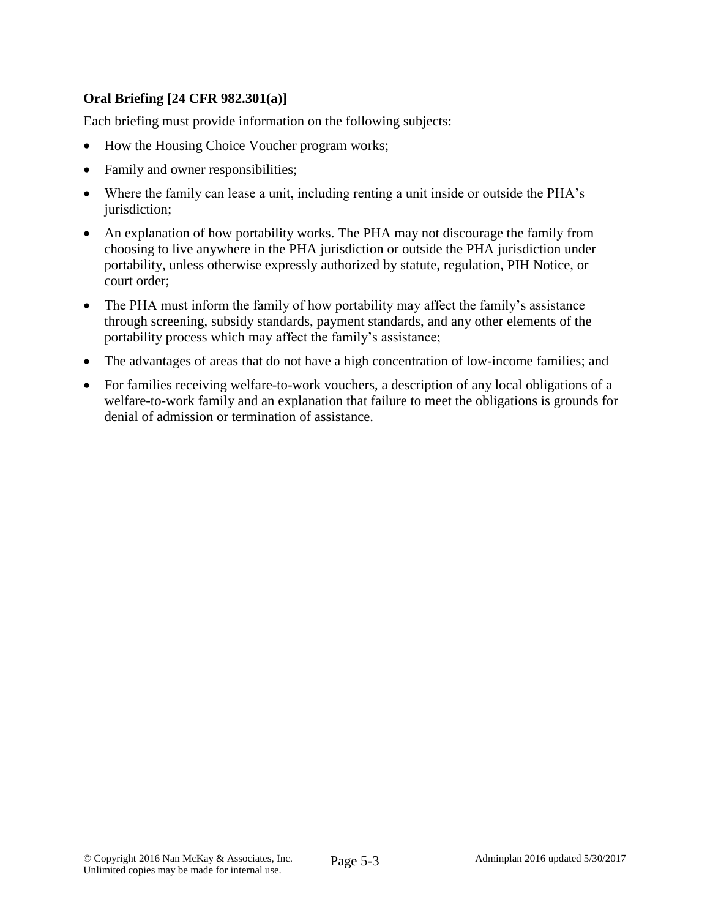**Oral Briefing [24 CFR 982.301(a)]**

Each briefing must provide information on the following subjects:

- How the Housing Choice Voucher program works;
- Family and owner responsibilities;
- Where the family can lease a unit, including renting a unit inside or outside the PHA's jurisdiction;
- An explanation of how portability works. The PHA may not discourage the family from choosing to live anywhere in the PHA jurisdiction or outside the PHA jurisdiction under portability, unless otherwise expressly authorized by statute, regulation, PIH Notice, or court order;
- The PHA must inform the family of how portability may affect the family's assistance through screening, subsidy standards, payment standards, and any other elements of the portability process which may affect the family's assistance;
- The advantages of areas that do not have a high concentration of low-income families; and
- For families receiving welfare-to-work vouchers, a description of any local obligations of a welfare-to-work family and an explanation that failure to meet the obligations is grounds for denial of admission or termination of assistance.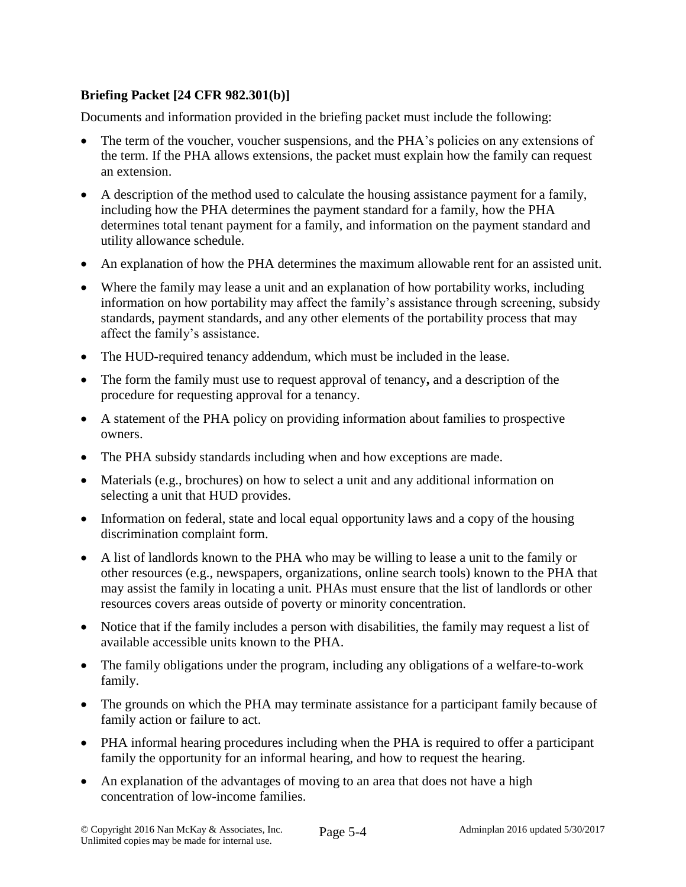**Briefing Packet [24 CFR 982.301(b)]**

Documents and information provided in the briefing packet must include the following:

- The term of the voucher, voucher suspensions, and the PHA's policies on any extensions of the term. If the PHA allows extensions, the packet must explain how the family can request an extension.
- A description of the method used to calculate the housing assistance payment for a family, including how the PHA determines the payment standard for a family, how the PHA determines total tenant payment for a family, and information on the payment standard and utility allowance schedule.
- An explanation of how the PHA determines the maximum allowable rent for an assisted unit.
- Where the family may lease a unit and an explanation of how portability works, including information on how portability may affect the family's assistance through screening, subsidy standards, payment standards, and any other elements of the portability process that may affect the family's assistance.
- The HUD-required tenancy addendum, which must be included in the lease.
- The form the family must use to request approval of tenancy**,** and a description of the procedure for requesting approval for a tenancy.
- A statement of the PHA policy on providing information about families to prospective owners.
- The PHA subsidy standards including when and how exceptions are made.
- Materials (e.g., brochures) on how to select a unit and any additional information on selecting a unit that HUD provides.
- Information on federal, state and local equal opportunity laws and a copy of the housing discrimination complaint form.
- A list of landlords known to the PHA who may be willing to lease a unit to the family or other resources (e.g., newspapers, organizations, online search tools) known to the PHA that may assist the family in locating a unit. PHAs must ensure that the list of landlords or other resources covers areas outside of poverty or minority concentration.
- Notice that if the family includes a person with disabilities, the family may request a list of available accessible units known to the PHA.
- The family obligations under the program, including any obligations of a welfare-to-work family.
- The grounds on which the PHA may terminate assistance for a participant family because of family action or failure to act.
- PHA informal hearing procedures including when the PHA is required to offer a participant family the opportunity for an informal hearing, and how to request the hearing.
- An explanation of the advantages of moving to an area that does not have a high concentration of low-income families.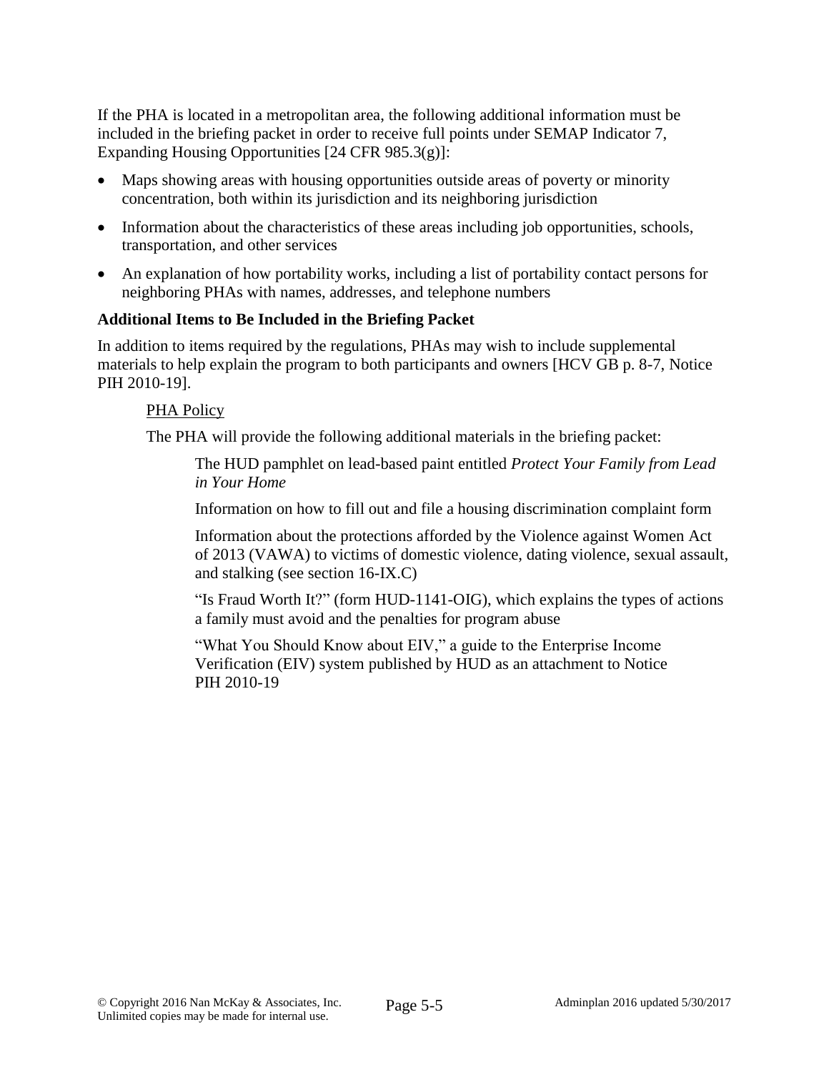If the PHA is located in a metropolitan area, the following additional information must be included in the briefing packet in order to receive full points under SEMAP Indicator 7, Expanding Housing Opportunities [24 CFR 985.3(g)]:

- Maps showing areas with housing opportunities outside areas of poverty or minority concentration, both within its jurisdiction and its neighboring jurisdiction
- Information about the characteristics of these areas including job opportunities, schools, transportation, and other services
- An explanation of how portability works, including a list of portability contact persons for neighboring PHAs with names, addresses, and telephone numbers

**Additional Items to Be Included in the Briefing Packet**

In addition to items required by the regulations, PHAs may wish to include supplemental materials to help explain the program to both participants and owners [HCV GB p. 8-7, Notice PIH 2010-19].

PHA Policy

The PHA will provide the following additional materials in the briefing packet:

The HUD pamphlet on lead-based paint entitled *Protect Your Family from Lead in Your Home*

Information on how to fill out and file a housing discrimination complaint form

Information about the protections afforded by the Violence against Women Act of 2013 (VAWA) to victims of domestic violence, dating violence, sexual assault, and stalking (see section 16-IX.C)

"Is Fraud Worth It?" (form HUD-1141-OIG), which explains the types of actions a family must avoid and the penalties for program abuse

"What You Should Know about EIV," a guide to the Enterprise Income Verification (EIV) system published by HUD as an attachment to Notice PIH 2010-19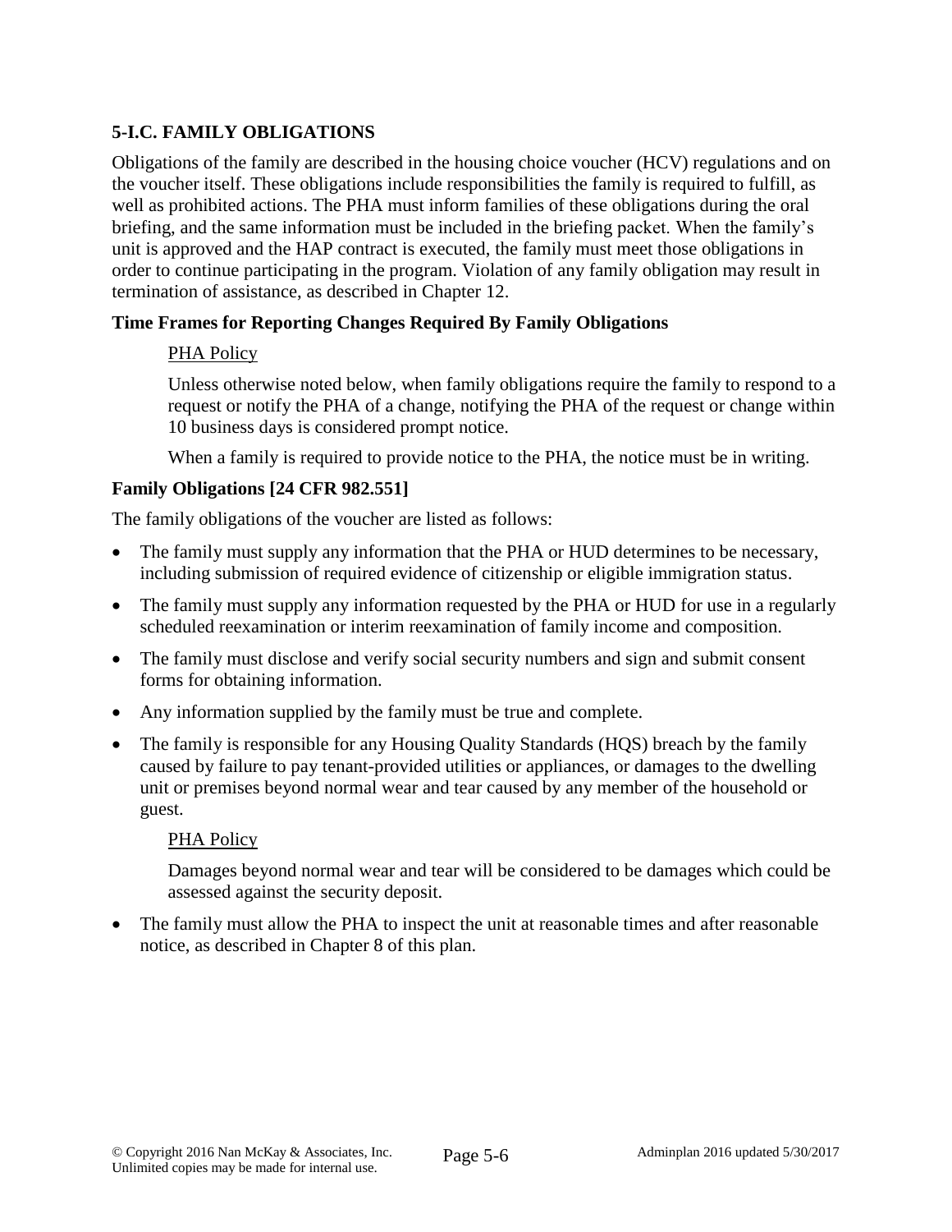## 5-I.C. FAMILY OBLIGATIONS

Obligations of the family are described in the housing choice voucher (HCV) regulations and on the voucher itself. These obligations include responsibilities the family is required to fulfill, as well as prohibited actions. The PHA must inform families of these obligations during the oral briefing, and the same information must be included in the briefing packet. When the family's unit is approved and the HAP contract is executed, the family must meet those obligations in order to continue participating in the program. Violation of any family obligation may result in termination of assistance, as described in Chapter 12.

### Time Frames for Reporting Changes Required By Family Obligations

PHA Policy

Unless otherwise noted below, when family obligations require the family to respond to a request or notify the PHA of a change, notifying the PHA of the request or change within 10 business days is considered prompt notice.

When a family is required to provide notice to the PHA, the notice must be in writing.

### Family Obligations [24 CFR 982.551]

The family obligations of the voucher are listed as follows:

- The family must supply any information that the PHA or HUD determines to be necessary, including submission of required evidence of citizenship or eligible immigration status.
- The family must supply any information requested by the PHA or HUD for use in a regularly scheduled reexamination or interim reexamination of family income and composition.
- The family must disclose and verify social security numbers and sign and submit consent forms for obtaining information.
- Any information supplied by the family must be true and complete.
- The family is responsible for any Housing Quality Standards (HQS) breach by the family caused by failure to pay tenant-provided utilities or appliances, or damages to the dwelling unit or premises beyond normal wear and tear caused by any member of the household or guest.

  PHA Policy

  Damages beyond normal wear and tear will be considered to be damages which could be assessed against the security deposit.

- The family must allow the PHA to inspect the unit at reasonable times and after reasonable notice, as described in Chapter 8 of this plan.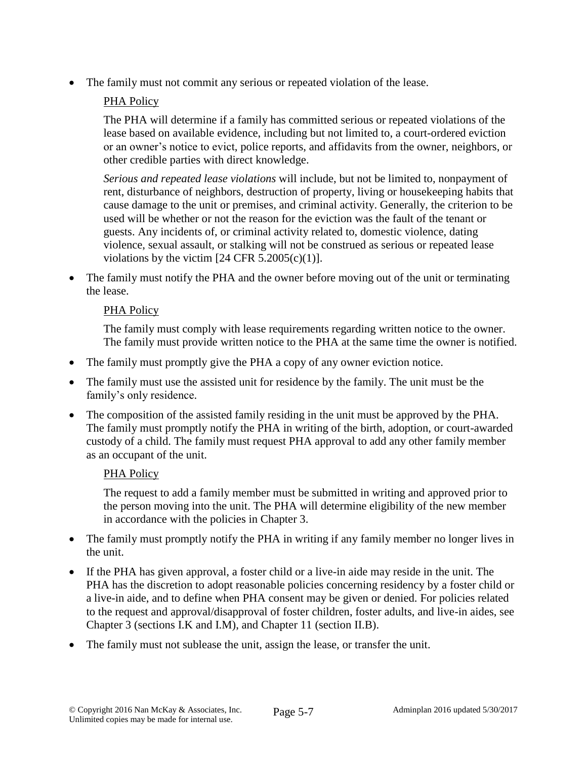- The family must not commit any serious or repeated violation of the lease.

  PHA Policy

  The PHA will determine if a family has committed serious or repeated violations of the lease based on available evidence, including but not limited to, a court-ordered eviction or an owner's notice to evict, police reports, and affidavits from the owner, neighbors, or other credible parties with direct knowledge.

  *Serious and repeated lease violations* will include, but not be limited to, nonpayment of rent, disturbance of neighbors, destruction of property, living or housekeeping habits that cause damage to the unit or premises, and criminal activity. Generally, the criterion to be used will be whether or not the reason for the eviction was the fault of the tenant or guests. Any incidents of, or criminal activity related to, domestic violence, dating violence, sexual assault, or stalking will not be construed as serious or repeated lease violations by the victim [24 CFR 5.2005(c)(1)].

- The family must notify the PHA and the owner before moving out of the unit or terminating the lease.

  PHA Policy

  The family must comply with lease requirements regarding written notice to the owner. The family must provide written notice to the PHA at the same time the owner is notified.

- The family must promptly give the PHA a copy of any owner eviction notice.
- The family must use the assisted unit for residence by the family. The unit must be the family's only residence.
- The composition of the assisted family residing in the unit must be approved by the PHA. The family must promptly notify the PHA in writing of the birth, adoption, or court-awarded custody of a child. The family must request PHA approval to add any other family member as an occupant of the unit.

  PHA Policy

  The request to add a family member must be submitted in writing and approved prior to the person moving into the unit. The PHA will determine eligibility of the new member in accordance with the policies in Chapter 3.

- The family must promptly notify the PHA in writing if any family member no longer lives in the unit.
- If the PHA has given approval, a foster child or a live-in aide may reside in the unit. The PHA has the discretion to adopt reasonable policies concerning residency by a foster child or a live-in aide, and to define when PHA consent may be given or denied. For policies related to the request and approval/disapproval of foster children, foster adults, and live-in aides, see Chapter 3 (sections I.K and I.M), and Chapter 11 (section II.B).
- The family must not sublease the unit, assign the lease, or transfer the unit.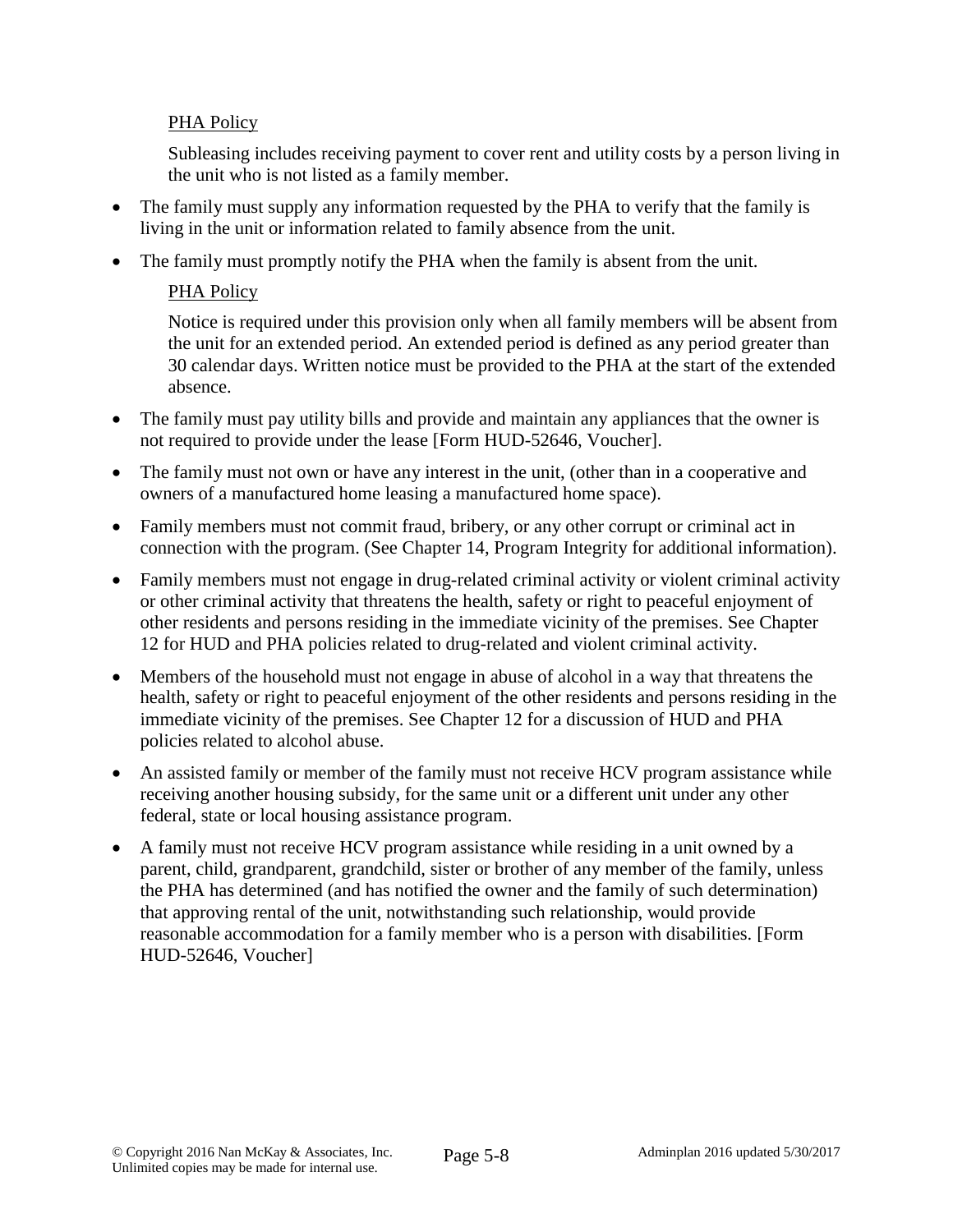PHA Policy

Subleasing includes receiving payment to cover rent and utility costs by a person living in the unit who is not listed as a family member.

- The family must supply any information requested by the PHA to verify that the family is living in the unit or information related to family absence from the unit.
- The family must promptly notify the PHA when the family is absent from the unit.

PHA Policy

Notice is required under this provision only when all family members will be absent from the unit for an extended period. An extended period is defined as any period greater than 30 calendar days. Written notice must be provided to the PHA at the start of the extended absence.

- The family must pay utility bills and provide and maintain any appliances that the owner is not required to provide under the lease [Form HUD-52646, Voucher].
- The family must not own or have any interest in the unit, (other than in a cooperative and owners of a manufactured home leasing a manufactured home space).
- Family members must not commit fraud, bribery, or any other corrupt or criminal act in connection with the program. (See Chapter 14, Program Integrity for additional information).
- Family members must not engage in drug-related criminal activity or violent criminal activity or other criminal activity that threatens the health, safety or right to peaceful enjoyment of other residents and persons residing in the immediate vicinity of the premises. See Chapter 12 for HUD and PHA policies related to drug-related and violent criminal activity.
- Members of the household must not engage in abuse of alcohol in a way that threatens the health, safety or right to peaceful enjoyment of the other residents and persons residing in the immediate vicinity of the premises. See Chapter 12 for a discussion of HUD and PHA policies related to alcohol abuse.
- An assisted family or member of the family must not receive HCV program assistance while receiving another housing subsidy, for the same unit or a different unit under any other federal, state or local housing assistance program.
- A family must not receive HCV program assistance while residing in a unit owned by a parent, child, grandparent, grandchild, sister or brother of any member of the family, unless the PHA has determined (and has notified the owner and the family of such determination) that approving rental of the unit, notwithstanding such relationship, would provide reasonable accommodation for a family member who is a person with disabilities. [Form HUD-52646, Voucher]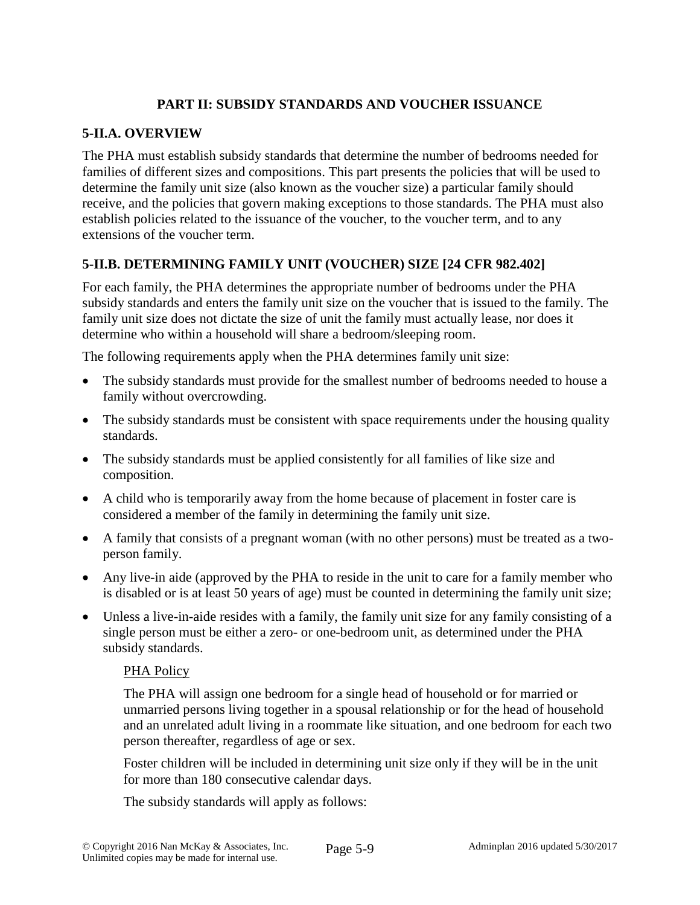## PART II: SUBSIDY STANDARDS AND VOUCHER ISSUANCE

### 5-II.A. OVERVIEW

The PHA must establish subsidy standards that determine the number of bedrooms needed for families of different sizes and compositions. This part presents the policies that will be used to determine the family unit size (also known as the voucher size) a particular family should receive, and the policies that govern making exceptions to those standards. The PHA must also establish policies related to the issuance of the voucher, to the voucher term, and to any extensions of the voucher term.

### 5-II.B. DETERMINING FAMILY UNIT (VOUCHER) SIZE [24 CFR 982.402]

For each family, the PHA determines the appropriate number of bedrooms under the PHA subsidy standards and enters the family unit size on the voucher that is issued to the family. The family unit size does not dictate the size of unit the family must actually lease, nor does it determine who within a household will share a bedroom/sleeping room.

The following requirements apply when the PHA determines family unit size:

- The subsidy standards must provide for the smallest number of bedrooms needed to house a family without overcrowding.
- The subsidy standards must be consistent with space requirements under the housing quality standards.
- The subsidy standards must be applied consistently for all families of like size and composition.
- A child who is temporarily away from the home because of placement in foster care is considered a member of the family in determining the family unit size.
- A family that consists of a pregnant woman (with no other persons) must be treated as a two-person family.
- Any live-in aide (approved by the PHA to reside in the unit to care for a family member who is disabled or is at least 50 years of age) must be counted in determining the family unit size;
- Unless a live-in-aide resides with a family, the family unit size for any family consisting of a single person must be either a zero- or one-bedroom unit, as determined under the PHA subsidy standards.

> PHA Policy
>
> The PHA will assign one bedroom for a single head of household or for married or unmarried persons living together in a spousal relationship or for the head of household and an unrelated adult living in a roommate like situation, and one bedroom for each two person thereafter, regardless of age or sex.
>
> Foster children will be included in determining unit size only if they will be in the unit for more than 180 consecutive calendar days.
>
> The subsidy standards will apply as follows: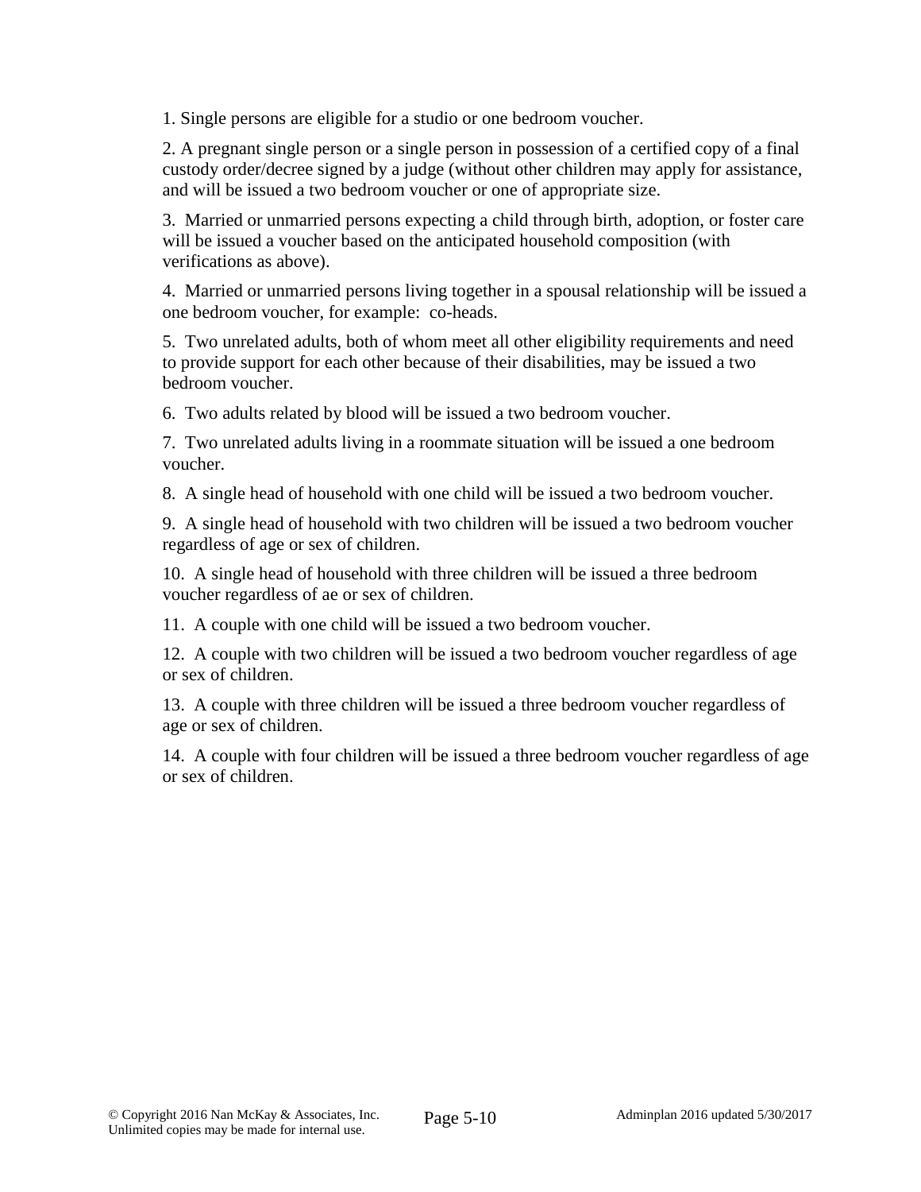1. Single persons are eligible for a studio or one bedroom voucher.

2. A pregnant single person or a single person in possession of a certified copy of a final custody order/decree signed by a judge (without other children may apply for assistance, and will be issued a two bedroom voucher or one of appropriate size.

3. Married or unmarried persons expecting a child through birth, adoption, or foster care will be issued a voucher based on the anticipated household composition (with verifications as above).

4. Married or unmarried persons living together in a spousal relationship will be issued a one bedroom voucher, for example: co-heads.

5. Two unrelated adults, both of whom meet all other eligibility requirements and need to provide support for each other because of their disabilities, may be issued a two bedroom voucher.

6. Two adults related by blood will be issued a two bedroom voucher.

7. Two unrelated adults living in a roommate situation will be issued a one bedroom voucher.

8. A single head of household with one child will be issued a two bedroom voucher.

9. A single head of household with two children will be issued a two bedroom voucher regardless of age or sex of children.

10. A single head of household with three children will be issued a three bedroom voucher regardless of ae or sex of children.

11. A couple with one child will be issued a two bedroom voucher.

12. A couple with two children will be issued a two bedroom voucher regardless of age or sex of children.

13. A couple with three children will be issued a three bedroom voucher regardless of age or sex of children.

14. A couple with four children will be issued a three bedroom voucher regardless of age or sex of children.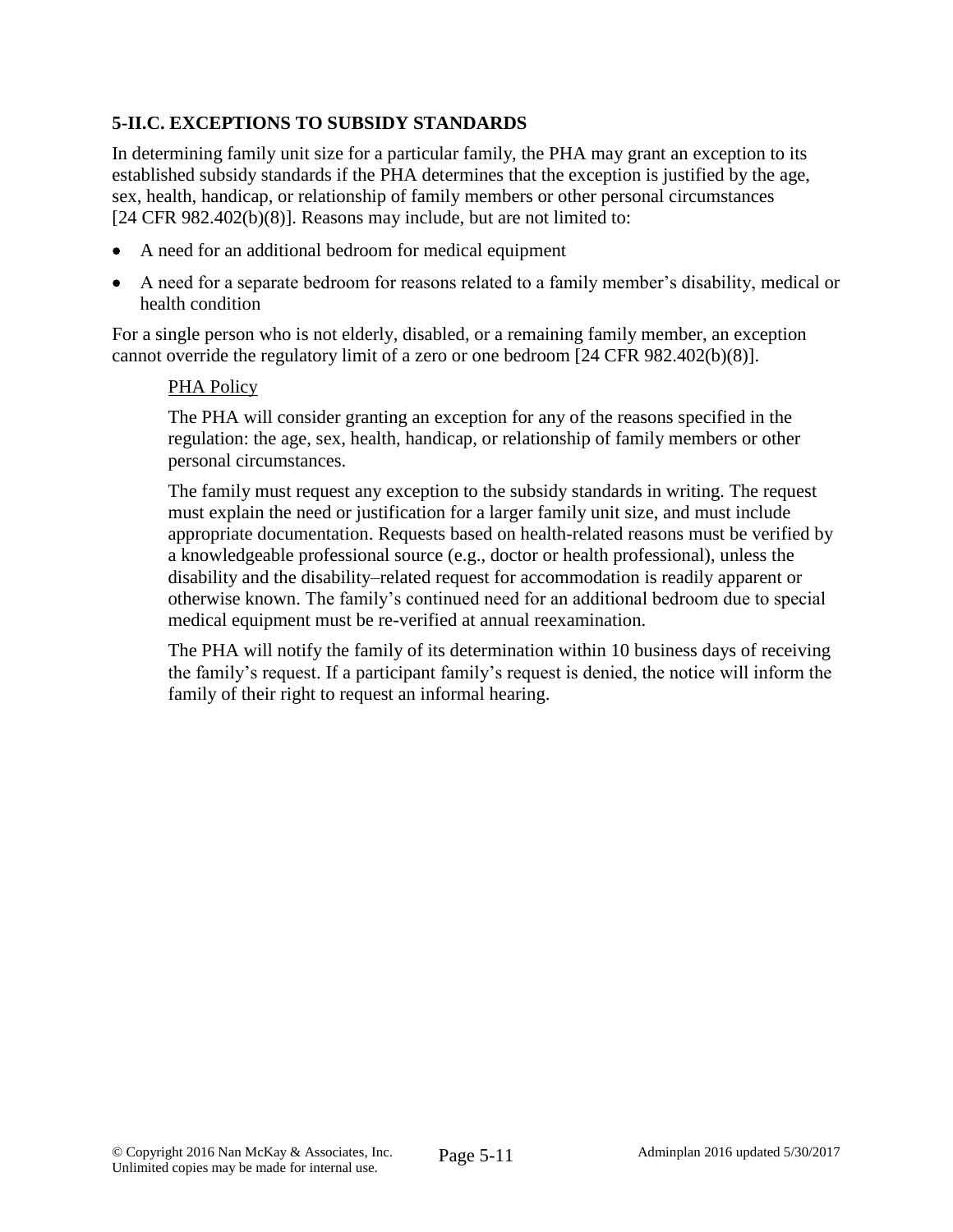### 5-II.C. EXCEPTIONS TO SUBSIDY STANDARDS

In determining family unit size for a particular family, the PHA may grant an exception to its established subsidy standards if the PHA determines that the exception is justified by the age, sex, health, handicap, or relationship of family members or other personal circumstances [24 CFR 982.402(b)(8)]. Reasons may include, but are not limited to:

- A need for an additional bedroom for medical equipment
- A need for a separate bedroom for reasons related to a family member's disability, medical or health condition

For a single person who is not elderly, disabled, or a remaining family member, an exception cannot override the regulatory limit of a zero or one bedroom [24 CFR 982.402(b)(8)].

> PHA Policy
>
> The PHA will consider granting an exception for any of the reasons specified in the regulation: the age, sex, health, handicap, or relationship of family members or other personal circumstances.
>
> The family must request any exception to the subsidy standards in writing. The request must explain the need or justification for a larger family unit size, and must include appropriate documentation. Requests based on health-related reasons must be verified by a knowledgeable professional source (e.g., doctor or health professional), unless the disability and the disability–related request for accommodation is readily apparent or otherwise known. The family's continued need for an additional bedroom due to special medical equipment must be re-verified at annual reexamination.
>
> The PHA will notify the family of its determination within 10 business days of receiving the family's request. If a participant family's request is denied, the notice will inform the family of their right to request an informal hearing.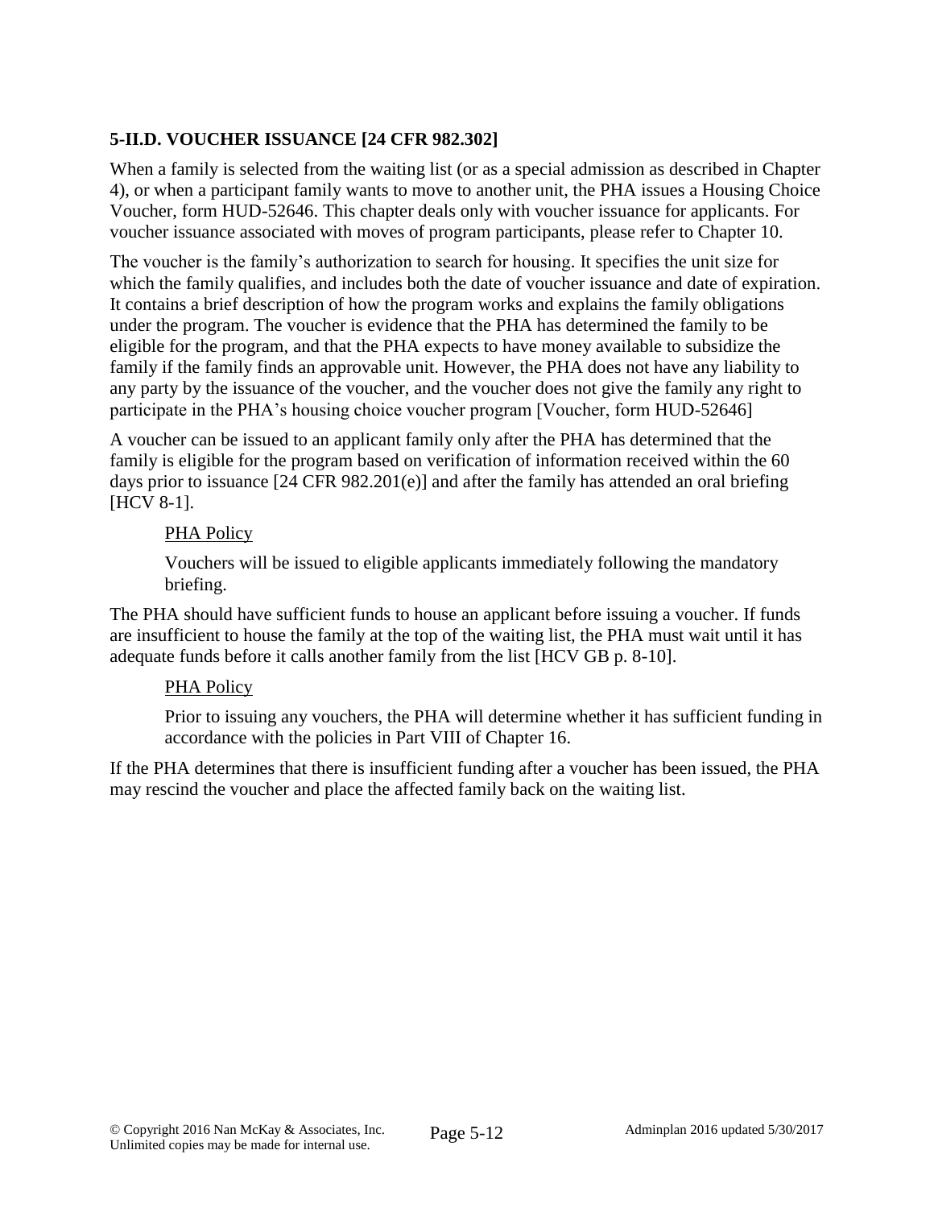### 5-II.D. VOUCHER ISSUANCE [24 CFR 982.302]

When a family is selected from the waiting list (or as a special admission as described in Chapter 4), or when a participant family wants to move to another unit, the PHA issues a Housing Choice Voucher, form HUD-52646. This chapter deals only with voucher issuance for applicants. For voucher issuance associated with moves of program participants, please refer to Chapter 10.

The voucher is the family's authorization to search for housing. It specifies the unit size for which the family qualifies, and includes both the date of voucher issuance and date of expiration. It contains a brief description of how the program works and explains the family obligations under the program. The voucher is evidence that the PHA has determined the family to be eligible for the program, and that the PHA expects to have money available to subsidize the family if the family finds an approvable unit. However, the PHA does not have any liability to any party by the issuance of the voucher, and the voucher does not give the family any right to participate in the PHA's housing choice voucher program [Voucher, form HUD-52646]

A voucher can be issued to an applicant family only after the PHA has determined that the family is eligible for the program based on verification of information received within the 60 days prior to issuance [24 CFR 982.201(e)] and after the family has attended an oral briefing [HCV 8-1].

> PHA Policy
>
> Vouchers will be issued to eligible applicants immediately following the mandatory briefing.

The PHA should have sufficient funds to house an applicant before issuing a voucher. If funds are insufficient to house the family at the top of the waiting list, the PHA must wait until it has adequate funds before it calls another family from the list [HCV GB p. 8-10].

> PHA Policy
>
> Prior to issuing any vouchers, the PHA will determine whether it has sufficient funding in accordance with the policies in Part VIII of Chapter 16.

If the PHA determines that there is insufficient funding after a voucher has been issued, the PHA may rescind the voucher and place the affected family back on the waiting list.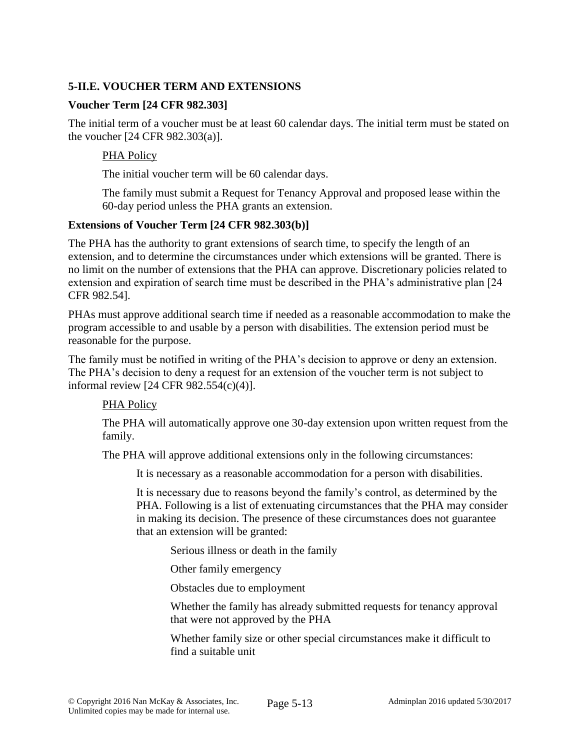## 5-II.E. VOUCHER TERM AND EXTENSIONS

### Voucher Term [24 CFR 982.303]

The initial term of a voucher must be at least 60 calendar days. The initial term must be stated on the voucher [24 CFR 982.303(a)].

> PHA Policy
>
> The initial voucher term will be 60 calendar days.
>
> The family must submit a Request for Tenancy Approval and proposed lease within the 60-day period unless the PHA grants an extension.

### Extensions of Voucher Term [24 CFR 982.303(b)]

The PHA has the authority to grant extensions of search time, to specify the length of an extension, and to determine the circumstances under which extensions will be granted. There is no limit on the number of extensions that the PHA can approve. Discretionary policies related to extension and expiration of search time must be described in the PHA's administrative plan [24 CFR 982.54].

PHAs must approve additional search time if needed as a reasonable accommodation to make the program accessible to and usable by a person with disabilities. The extension period must be reasonable for the purpose.

The family must be notified in writing of the PHA's decision to approve or deny an extension. The PHA's decision to deny a request for an extension of the voucher term is not subject to informal review [24 CFR 982.554(c)(4)].

> PHA Policy
>
> The PHA will automatically approve one 30-day extension upon written request from the family.
>
> The PHA will approve additional extensions only in the following circumstances:
>
> - It is necessary as a reasonable accommodation for a person with disabilities.
> - It is necessary due to reasons beyond the family's control, as determined by the PHA. Following is a list of extenuating circumstances that the PHA may consider in making its decision. The presence of these circumstances does not guarantee that an extension will be granted:
>   - Serious illness or death in the family
>   - Other family emergency
>   - Obstacles due to employment
>   - Whether the family has already submitted requests for tenancy approval that were not approved by the PHA
>   - Whether family size or other special circumstances make it difficult to find a suitable unit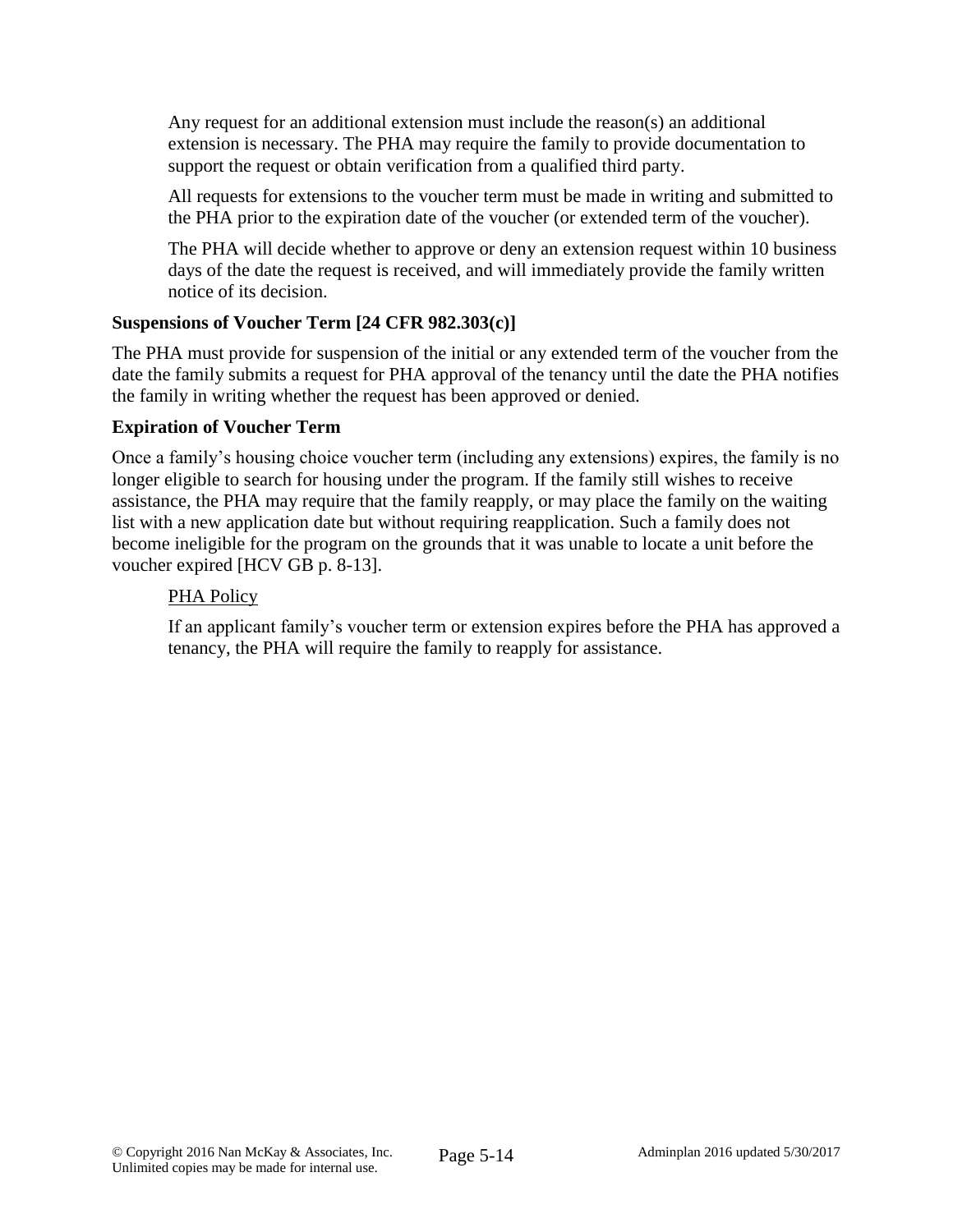Any request for an additional extension must include the reason(s) an additional extension is necessary. The PHA may require the family to provide documentation to support the request or obtain verification from a qualified third party.

All requests for extensions to the voucher term must be made in writing and submitted to the PHA prior to the expiration date of the voucher (or extended term of the voucher).

The PHA will decide whether to approve or deny an extension request within 10 business days of the date the request is received, and will immediately provide the family written notice of its decision.

**Suspensions of Voucher Term [24 CFR 982.303(c)]**

The PHA must provide for suspension of the initial or any extended term of the voucher from the date the family submits a request for PHA approval of the tenancy until the date the PHA notifies the family in writing whether the request has been approved or denied.

**Expiration of Voucher Term**

Once a family's housing choice voucher term (including any extensions) expires, the family is no longer eligible to search for housing under the program. If the family still wishes to receive assistance, the PHA may require that the family reapply, or may place the family on the waiting list with a new application date but without requiring reapplication. Such a family does not become ineligible for the program on the grounds that it was unable to locate a unit before the voucher expired [HCV GB p. 8-13].

PHA Policy

If an applicant family's voucher term or extension expires before the PHA has approved a tenancy, the PHA will require the family to reapply for assistance.